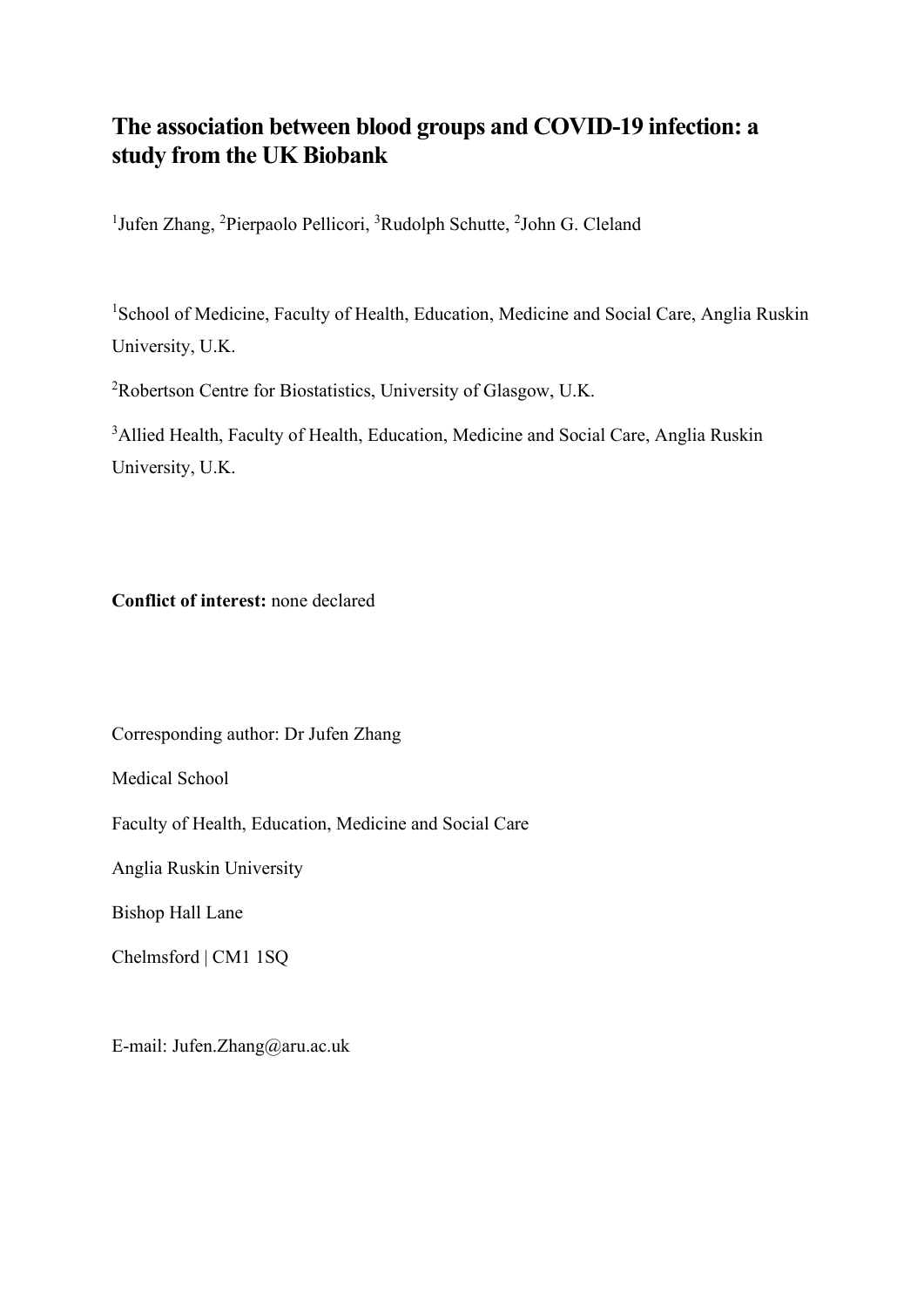# The association between blood groups and COVID-19 infection: a study from the UK Biobank

[1]Jufen Zhang, [2]Pierpaolo Pellicori, [3]Rudolph Schutte, [2]John G. Cleland

[1]School of Medicine, Faculty of Health, Education, Medicine and Social Care, Anglia Ruskin University, U.K.

[2]Robertson Centre for Biostatistics, University of Glasgow, U.K.

[3]Allied Health, Faculty of Health, Education, Medicine and Social Care, Anglia Ruskin University, U.K.

**Conflict of interest:** none declared

Corresponding author: Dr Jufen Zhang

Medical School

Faculty of Health, Education, Medicine and Social Care

Anglia Ruskin University

Bishop Hall Lane

Chelmsford | CM1 1SQ

E-mail: Jufen.Zhang@aru.ac.uk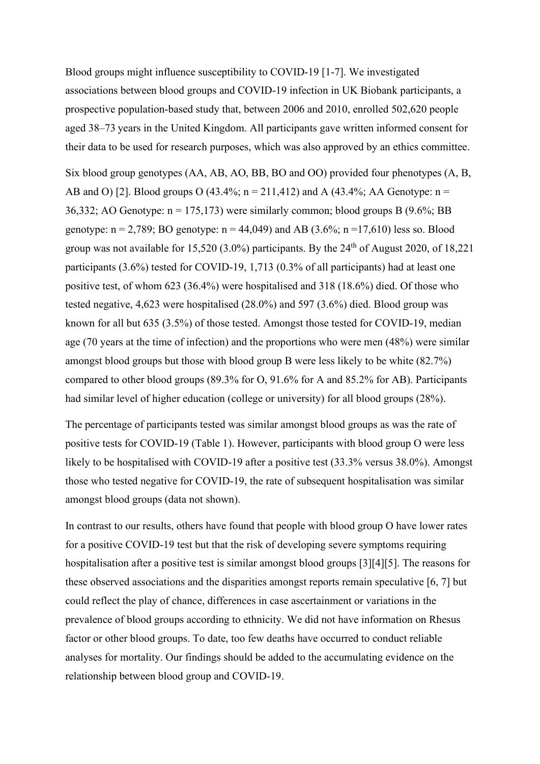Blood groups might influence susceptibility to COVID-19 [1-7]. We investigated associations between blood groups and COVID-19 infection in UK Biobank participants, a prospective population-based study that, between 2006 and 2010, enrolled 502,620 people aged 38–73 years in the United Kingdom. All participants gave written informed consent for their data to be used for research purposes, which was also approved by an ethics committee.

Six blood group genotypes (AA, AB, AO, BB, BO and OO) provided four phenotypes (A, B, AB and O) [2]. Blood groups O (43.4%; n = 211,412) and A (43.4%; AA Genotype: n = 36,332; AO Genotype: n = 175,173) were similarly common; blood groups B (9.6%; BB genotype: n = 2,789; BO genotype: n = 44,049) and AB (3.6%; n =17,610) less so. Blood group was not available for 15,520 (3.0%) participants. By the 24th of August 2020, of 18,221 participants (3.6%) tested for COVID-19, 1,713 (0.3% of all participants) had at least one positive test, of whom 623 (36.4%) were hospitalised and 318 (18.6%) died. Of those who tested negative, 4,623 were hospitalised (28.0%) and 597 (3.6%) died. Blood group was known for all but 635 (3.5%) of those tested. Amongst those tested for COVID-19, median age (70 years at the time of infection) and the proportions who were men (48%) were similar amongst blood groups but those with blood group B were less likely to be white (82.7%) compared to other blood groups (89.3% for O, 91.6% for A and 85.2% for AB). Participants had similar level of higher education (college or university) for all blood groups (28%).

The percentage of participants tested was similar amongst blood groups as was the rate of positive tests for COVID-19 (Table 1). However, participants with blood group O were less likely to be hospitalised with COVID-19 after a positive test (33.3% versus 38.0%). Amongst those who tested negative for COVID-19, the rate of subsequent hospitalisation was similar amongst blood groups (data not shown).

In contrast to our results, others have found that people with blood group O have lower rates for a positive COVID-19 test but that the risk of developing severe symptoms requiring hospitalisation after a positive test is similar amongst blood groups [3][4][5]. The reasons for these observed associations and the disparities amongst reports remain speculative [6, 7] but could reflect the play of chance, differences in case ascertainment or variations in the prevalence of blood groups according to ethnicity. We did not have information on Rhesus factor or other blood groups. To date, too few deaths have occurred to conduct reliable analyses for mortality. Our findings should be added to the accumulating evidence on the relationship between blood group and COVID-19.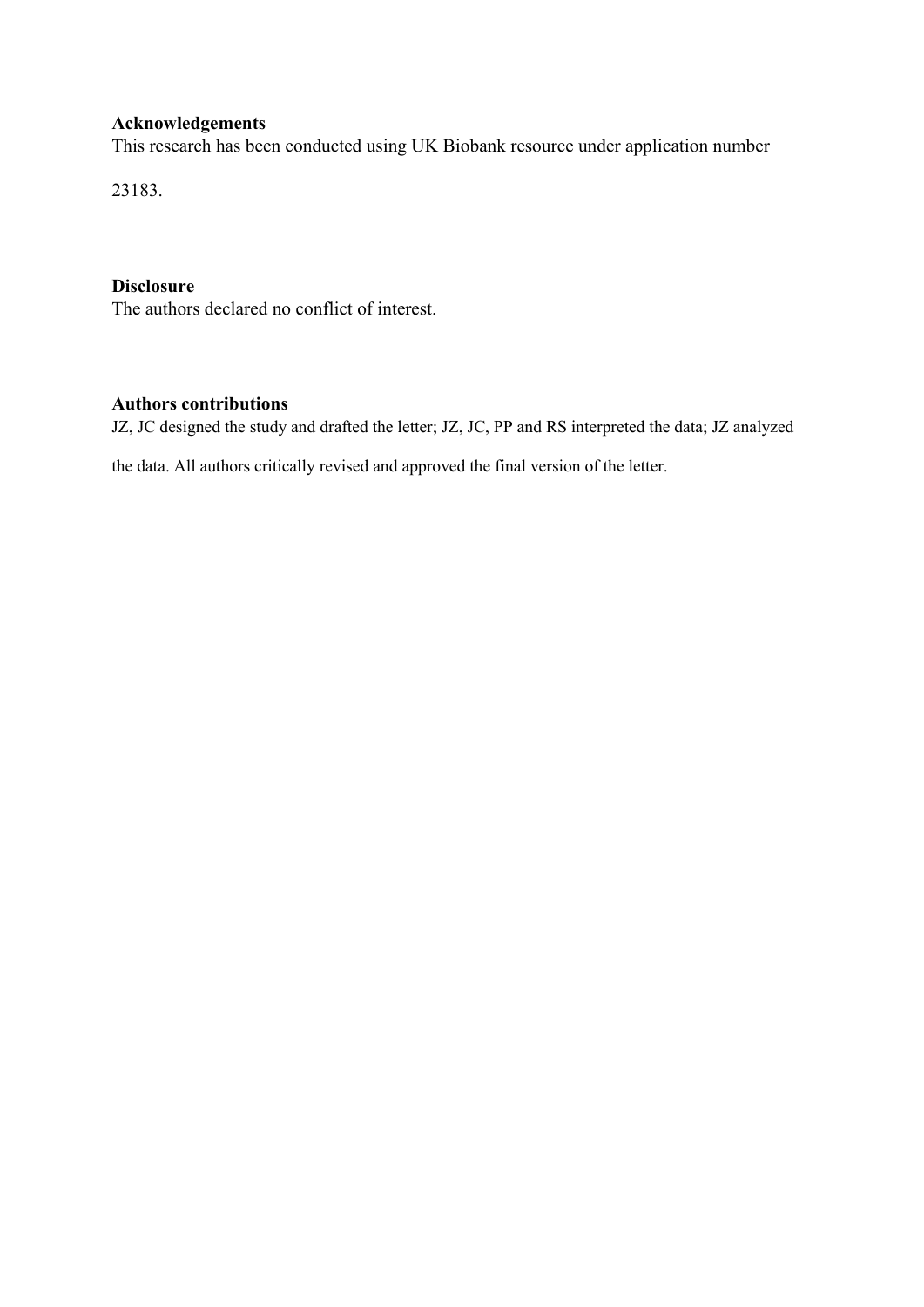**Acknowledgements**

This research has been conducted using UK Biobank resource under application number 23183.

**Disclosure**

The authors declared no conflict of interest.

**Authors contributions**

JZ, JC designed the study and drafted the letter; JZ, JC, PP and RS interpreted the data; JZ analyzed the data. All authors critically revised and approved the final version of the letter.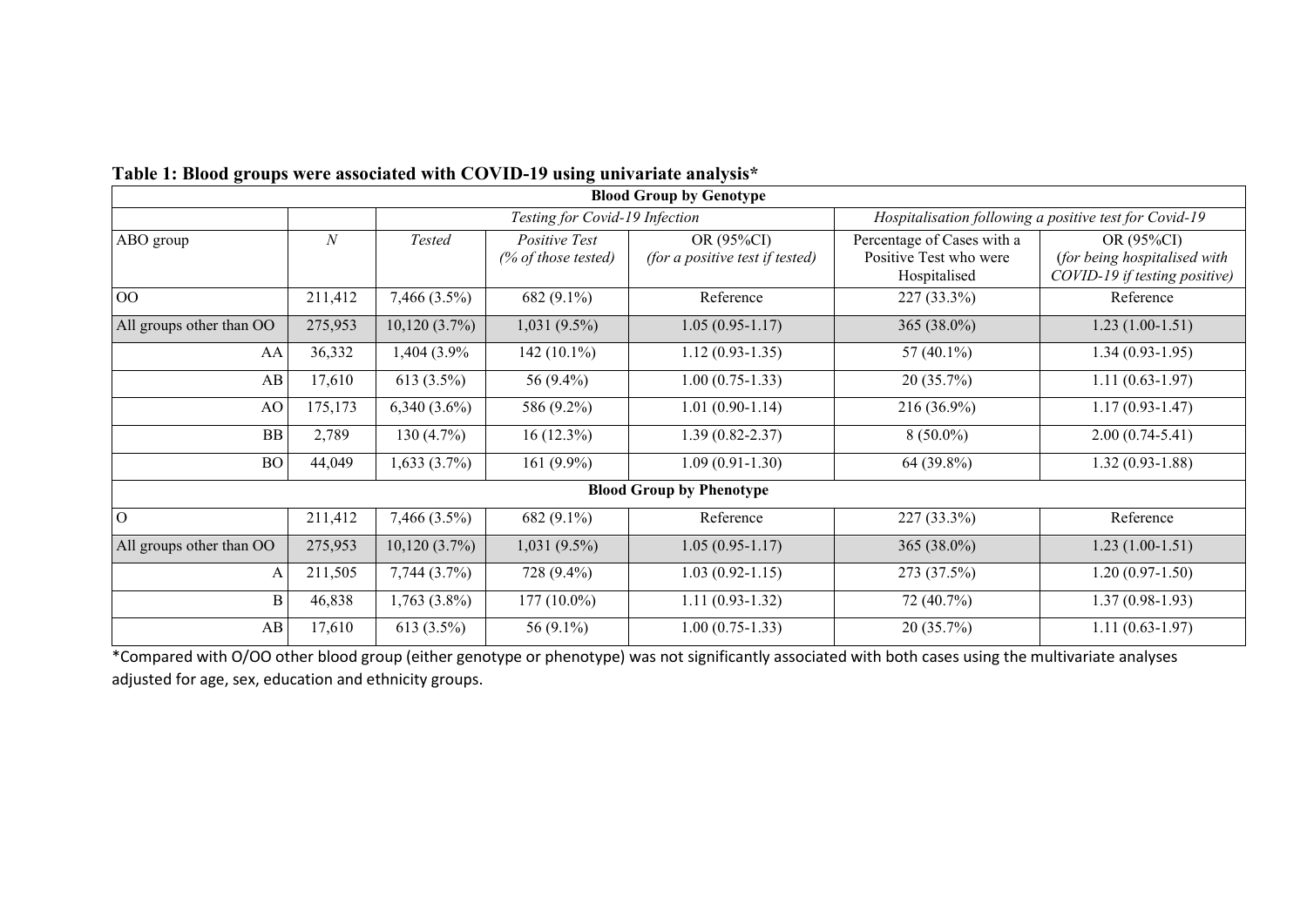**Table 1: Blood groups were associated with COVID-19 using univariate analysis***

| **Blood Group by Genotype** | | | | | | |
|---|---|---|---|---|---|---|
| | | *Testing for Covid-19 Infection* | | | *Hospitalisation following a positive test for Covid-19* | |
| ABO group | *N* | *Tested* | *Positive Test (% of those tested)* | OR (95%CI) *(for a positive test if tested)* | Percentage of Cases with a Positive Test who were Hospitalised | OR (95%CI) (*for being hospitalised with COVID-19 if testing positive)* |
| OO | 211,412 | 7,466 (3.5%) | 682 (9.1%) | Reference | 227 (33.3%) | Reference |
| All groups other than OO | 275,953 | 10,120 (3.7%) | 1,031 (9.5%) | 1.05 (0.95-1.17) | 365 (38.0%) | 1.23 (1.00-1.51) |
| AA | 36,332 | 1,404 (3.9% | 142 (10.1%) | 1.12 (0.93-1.35) | 57 (40.1%) | 1.34 (0.93-1.95) |
| AB | 17,610 | 613 (3.5%) | 56 (9.4%) | 1.00 (0.75-1.33) | 20 (35.7%) | 1.11 (0.63-1.97) |
| AO | 175,173 | 6,340 (3.6%) | 586 (9.2%) | 1.01 (0.90-1.14) | 216 (36.9%) | 1.17 (0.93-1.47) |
| BB | 2,789 | 130 (4.7%) | 16 (12.3%) | 1.39 (0.82-2.37) | 8 (50.0%) | 2.00 (0.74-5.41) |
| BO | 44,049 | 1,633 (3.7%) | 161 (9.9%) | 1.09 (0.91-1.30) | 64 (39.8%) | 1.32 (0.93-1.88) |
| **Blood Group by Phenotype** | | | | | | |
| O | 211,412 | 7,466 (3.5%) | 682 (9.1%) | Reference | 227 (33.3%) | Reference |
| All groups other than OO | 275,953 | 10,120 (3.7%) | 1,031 (9.5%) | 1.05 (0.95-1.17) | 365 (38.0%) | 1.23 (1.00-1.51) |
| A | 211,505 | 7,744 (3.7%) | 728 (9.4%) | 1.03 (0.92-1.15) | 273 (37.5%) | 1.20 (0.97-1.50) |
| B | 46,838 | 1,763 (3.8%) | 177 (10.0%) | 1.11 (0.93-1.32) | 72 (40.7%) | 1.37 (0.98-1.93) |
| AB | 17,610 | 613 (3.5%) | 56 (9.1%) | 1.00 (0.75-1.33) | 20 (35.7%) | 1.11 (0.63-1.97) |

*Compared with O/OO other blood group (either genotype or phenotype) was not significantly associated with both cases using the multivariate analyses adjusted for age, sex, education and ethnicity groups.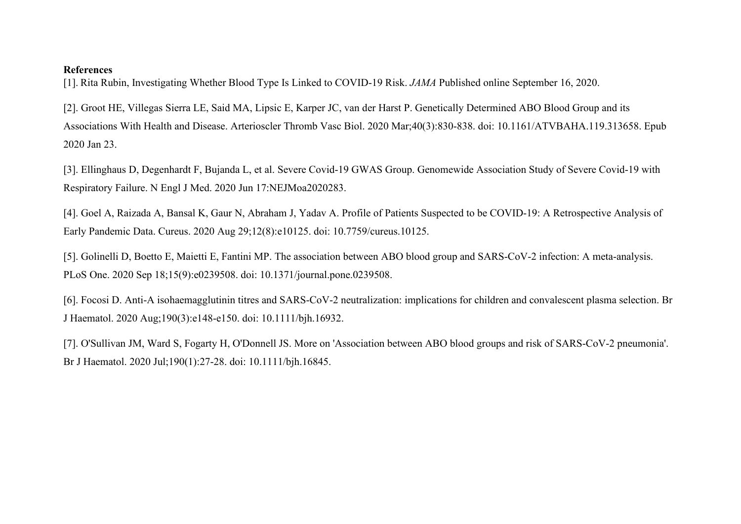**References**

[1]. Rita Rubin, Investigating Whether Blood Type Is Linked to COVID-19 Risk. *JAMA* Published online September 16, 2020.

[2]. Groot HE, Villegas Sierra LE, Said MA, Lipsic E, Karper JC, van der Harst P. Genetically Determined ABO Blood Group and its Associations With Health and Disease. Arterioscler Thromb Vasc Biol. 2020 Mar;40(3):830-838. doi: 10.1161/ATVBAHA.119.313658. Epub 2020 Jan 23.

[3]. Ellinghaus D, Degenhardt F, Bujanda L, et al. Severe Covid-19 GWAS Group. Genomewide Association Study of Severe Covid-19 with Respiratory Failure. N Engl J Med. 2020 Jun 17:NEJMoa2020283.

[4]. Goel A, Raizada A, Bansal K, Gaur N, Abraham J, Yadav A. Profile of Patients Suspected to be COVID-19: A Retrospective Analysis of Early Pandemic Data. Cureus. 2020 Aug 29;12(8):e10125. doi: 10.7759/cureus.10125.

[5]. Golinelli D, Boetto E, Maietti E, Fantini MP. The association between ABO blood group and SARS-CoV-2 infection: A meta-analysis. PLoS One. 2020 Sep 18;15(9):e0239508. doi: 10.1371/journal.pone.0239508.

[6]. Focosi D. Anti-A isohaemagglutinin titres and SARS-CoV-2 neutralization: implications for children and convalescent plasma selection. Br J Haematol. 2020 Aug;190(3):e148-e150. doi: 10.1111/bjh.16932.

[7]. O'Sullivan JM, Ward S, Fogarty H, O'Donnell JS. More on 'Association between ABO blood groups and risk of SARS-CoV-2 pneumonia'. Br J Haematol. 2020 Jul;190(1):27-28. doi: 10.1111/bjh.16845.